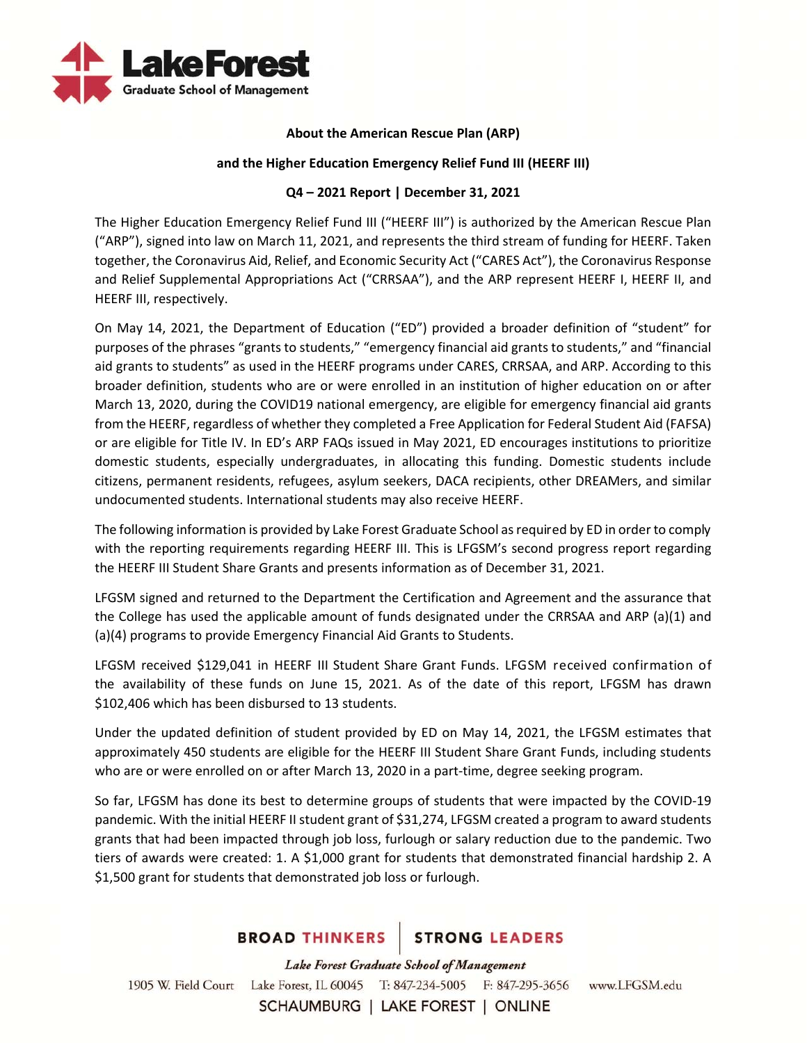**About the American Rescue Plan (ARP)**

**and the Higher Education Emergency Relief Fund III (HEERF III)**

**Q4 – 2021 Report | December 31, 2021**

The Higher Education Emergency Relief Fund III ("HEERF III") is authorized by the American Rescue Plan ("ARP"), signed into law on March 11, 2021, and represents the third stream of funding for HEERF. Taken together, the Coronavirus Aid, Relief, and Economic Security Act ("CARES Act"), the Coronavirus Response and Relief Supplemental Appropriations Act ("CRRSAA"), and the ARP represent HEERF I, HEERF II, and HEERF III, respectively.

On May 14, 2021, the Department of Education ("ED") provided a broader definition of "student" for purposes of the phrases "grants to students," "emergency financial aid grants to students," and "financial aid grants to students" as used in the HEERF programs under CARES, CRRSAA, and ARP. According to this broader definition, students who are or were enrolled in an institution of higher education on or after March 13, 2020, during the COVID19 national emergency, are eligible for emergency financial aid grants from the HEERF, regardless of whether they completed a Free Application for Federal Student Aid (FAFSA) or are eligible for Title IV. In ED's ARP FAQs issued in May 2021, ED encourages institutions to prioritize domestic students, especially undergraduates, in allocating this funding. Domestic students include citizens, permanent residents, refugees, asylum seekers, DACA recipients, other DREAMers, and similar undocumented students. International students may also receive HEERF.

The following information is provided by Lake Forest Graduate School as required by ED in order to comply with the reporting requirements regarding HEERF III. This is LFGSM's second progress report regarding the HEERF III Student Share Grants and presents information as of December 31, 2021.

LFGSM signed and returned to the Department the Certification and Agreement and the assurance that the College has used the applicable amount of funds designated under the CRRSAA and ARP (a)(1) and (a)(4) programs to provide Emergency Financial Aid Grants to Students.

LFGSM received $129,041 in HEERF III Student Share Grant Funds. LFGSM received confirmation of the availability of these funds on June 15, 2021. As of the date of this report, LFGSM has drawn $102,406 which has been disbursed to 13 students.

Under the updated definition of student provided by ED on May 14, 2021, the LFGSM estimates that approximately 450 students are eligible for the HEERF III Student Share Grant Funds, including students who are or were enrolled on or after March 13, 2020 in a part-time, degree seeking program.

So far, LFGSM has done its best to determine groups of students that were impacted by the COVID-19 pandemic. With the initial HEERF II student grant of $31,274, LFGSM created a program to award students grants that had been impacted through job loss, furlough or salary reduction due to the pandemic. Two tiers of awards were created: 1. A $1,000 grant for students that demonstrated financial hardship 2. A $1,500 grant for students that demonstrated job loss or furlough.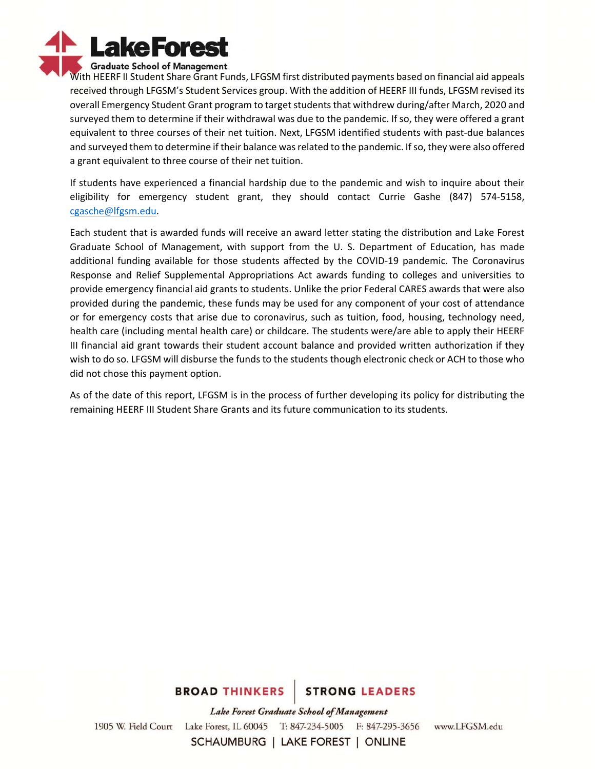With HEERF II Student Share Grant Funds, LFGSM first distributed payments based on financial aid appeals received through LFGSM's Student Services group. With the addition of HEERF III funds, LFGSM revised its overall Emergency Student Grant program to target students that withdrew during/after March, 2020 and surveyed them to determine if their withdrawal was due to the pandemic. If so, they were offered a grant equivalent to three courses of their net tuition. Next, LFGSM identified students with past-due balances and surveyed them to determine if their balance was related to the pandemic. If so, they were also offered a grant equivalent to three course of their net tuition.

If students have experienced a financial hardship due to the pandemic and wish to inquire about their eligibility for emergency student grant, they should contact Currie Gashe (847) 574-5158, cgasche@lfgsm.edu.

Each student that is awarded funds will receive an award letter stating the distribution and Lake Forest Graduate School of Management, with support from the U. S. Department of Education, has made additional funding available for those students affected by the COVID-19 pandemic. The Coronavirus Response and Relief Supplemental Appropriations Act awards funding to colleges and universities to provide emergency financial aid grants to students. Unlike the prior Federal CARES awards that were also provided during the pandemic, these funds may be used for any component of your cost of attendance or for emergency costs that arise due to coronavirus, such as tuition, food, housing, technology need, health care (including mental health care) or childcare. The students were/are able to apply their HEERF III financial aid grant towards their student account balance and provided written authorization if they wish to do so. LFGSM will disburse the funds to the students though electronic check or ACH to those who did not chose this payment option.

As of the date of this report, LFGSM is in the process of further developing its policy for distributing the remaining HEERF III Student Share Grants and its future communication to its students.